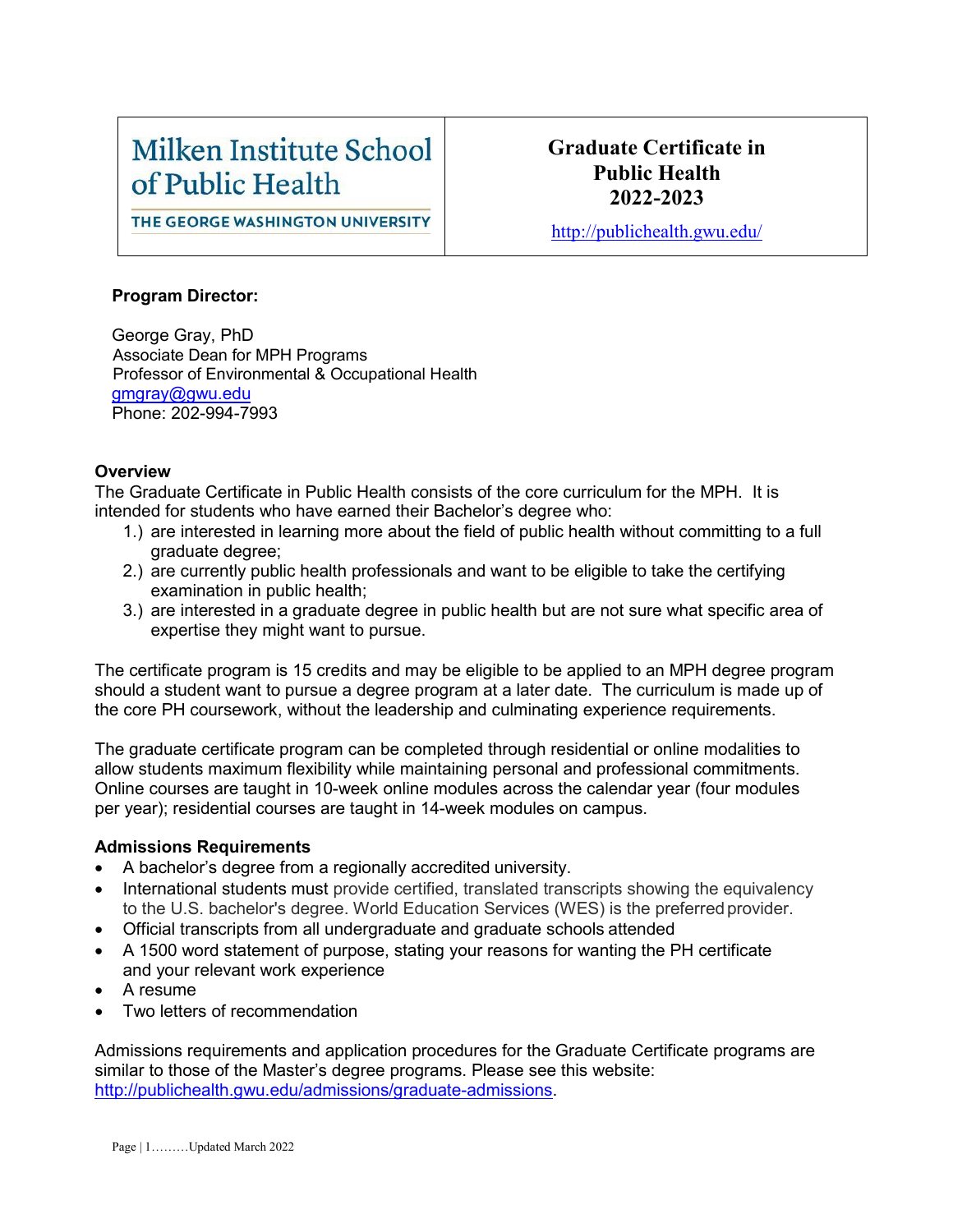| Milken Institute School of Public Health<br>THE GEORGE WASHINGTON UNIVERSITY | **Graduate Certificate in Public Health 2022-2023**<br>http://publichealth.gwu.edu/ |
|---|---|

**Program Director:**

George Gray, PhD
Associate Dean for MPH Programs
Professor of Environmental & Occupational Health
gmgray@gwu.edu
Phone: 202-994-7993

**Overview**

The Graduate Certificate in Public Health consists of the core curriculum for the MPH. It is intended for students who have earned their Bachelor's degree who:

1.) are interested in learning more about the field of public health without committing to a full graduate degree;
2.) are currently public health professionals and want to be eligible to take the certifying examination in public health;
3.) are interested in a graduate degree in public health but are not sure what specific area of expertise they might want to pursue.

The certificate program is 15 credits and may be eligible to be applied to an MPH degree program should a student want to pursue a degree program at a later date. The curriculum is made up of the core PH coursework, without the leadership and culminating experience requirements.

The graduate certificate program can be completed through residential or online modalities to allow students maximum flexibility while maintaining personal and professional commitments. Online courses are taught in 10-week online modules across the calendar year (four modules per year); residential courses are taught in 14-week modules on campus.

**Admissions Requirements**

- A bachelor's degree from a regionally accredited university.
- International students must provide certified, translated transcripts showing the equivalency to the U.S. bachelor's degree. World Education Services (WES) is the preferred provider.
- Official transcripts from all undergraduate and graduate schools attended
- A 1500 word statement of purpose, stating your reasons for wanting the PH certificate and your relevant work experience
- A resume
- Two letters of recommendation

Admissions requirements and application procedures for the Graduate Certificate programs are similar to those of the Master's degree programs. Please see this website: http://publichealth.gwu.edu/admissions/graduate-admissions.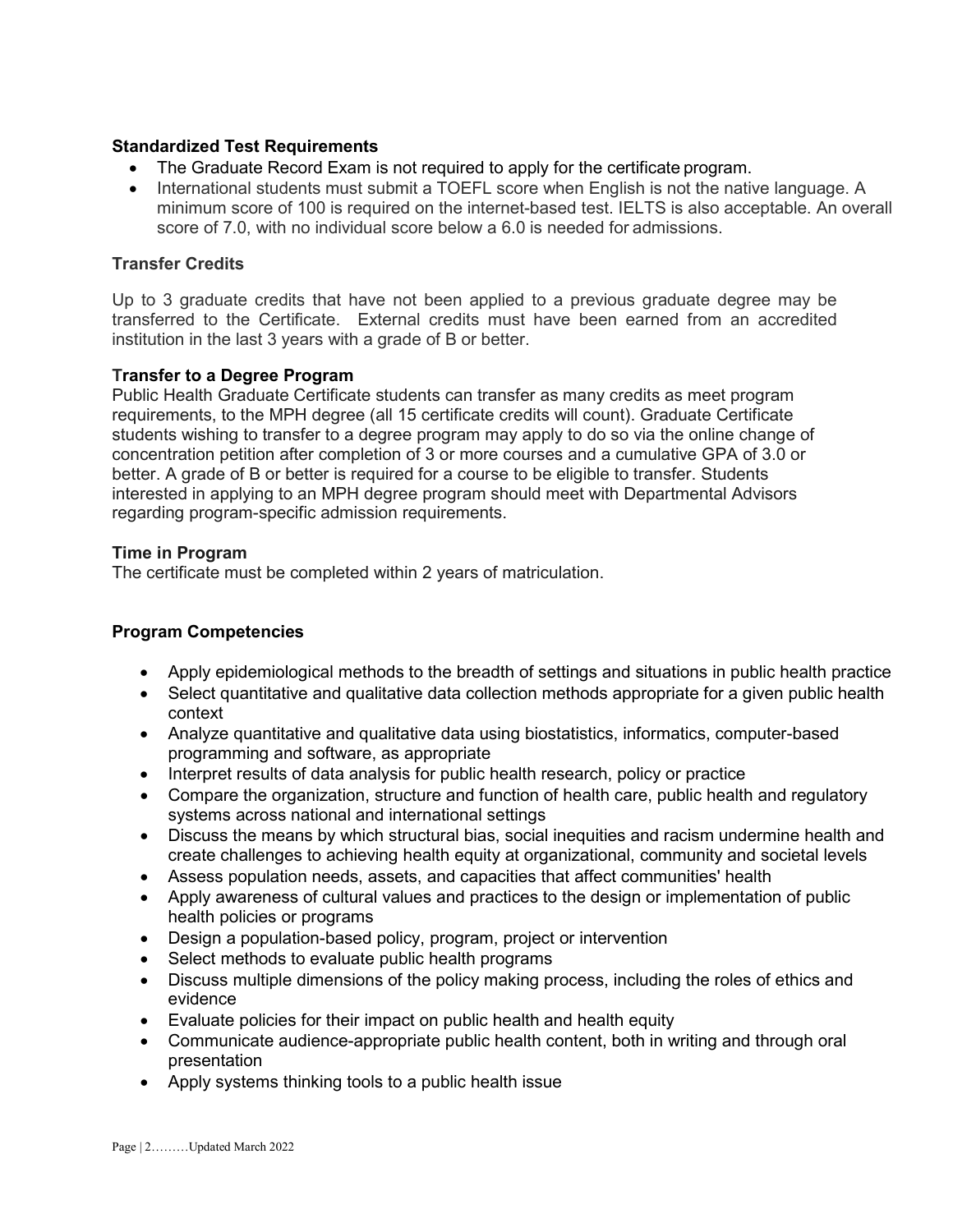### Standardized Test Requirements

- The Graduate Record Exam is not required to apply for the certificate program.
- International students must submit a TOEFL score when English is not the native language. A minimum score of 100 is required on the internet-based test. IELTS is also acceptable. An overall score of 7.0, with no individual score below a 6.0 is needed for admissions.

### Transfer Credits

Up to 3 graduate credits that have not been applied to a previous graduate degree may be transferred to the Certificate. External credits must have been earned from an accredited institution in the last 3 years with a grade of B or better.

### Transfer to a Degree Program

Public Health Graduate Certificate students can transfer as many credits as meet program requirements, to the MPH degree (all 15 certificate credits will count). Graduate Certificate students wishing to transfer to a degree program may apply to do so via the online change of concentration petition after completion of 3 or more courses and a cumulative GPA of 3.0 or better. A grade of B or better is required for a course to be eligible to transfer. Students interested in applying to an MPH degree program should meet with Departmental Advisors regarding program-specific admission requirements.

### Time in Program

The certificate must be completed within 2 years of matriculation.

### Program Competencies

- Apply epidemiological methods to the breadth of settings and situations in public health practice
- Select quantitative and qualitative data collection methods appropriate for a given public health context
- Analyze quantitative and qualitative data using biostatistics, informatics, computer-based programming and software, as appropriate
- Interpret results of data analysis for public health research, policy or practice
- Compare the organization, structure and function of health care, public health and regulatory systems across national and international settings
- Discuss the means by which structural bias, social inequities and racism undermine health and create challenges to achieving health equity at organizational, community and societal levels
- Assess population needs, assets, and capacities that affect communities' health
- Apply awareness of cultural values and practices to the design or implementation of public health policies or programs
- Design a population-based policy, program, project or intervention
- Select methods to evaluate public health programs
- Discuss multiple dimensions of the policy making process, including the roles of ethics and evidence
- Evaluate policies for their impact on public health and health equity
- Communicate audience-appropriate public health content, both in writing and through oral presentation
- Apply systems thinking tools to a public health issue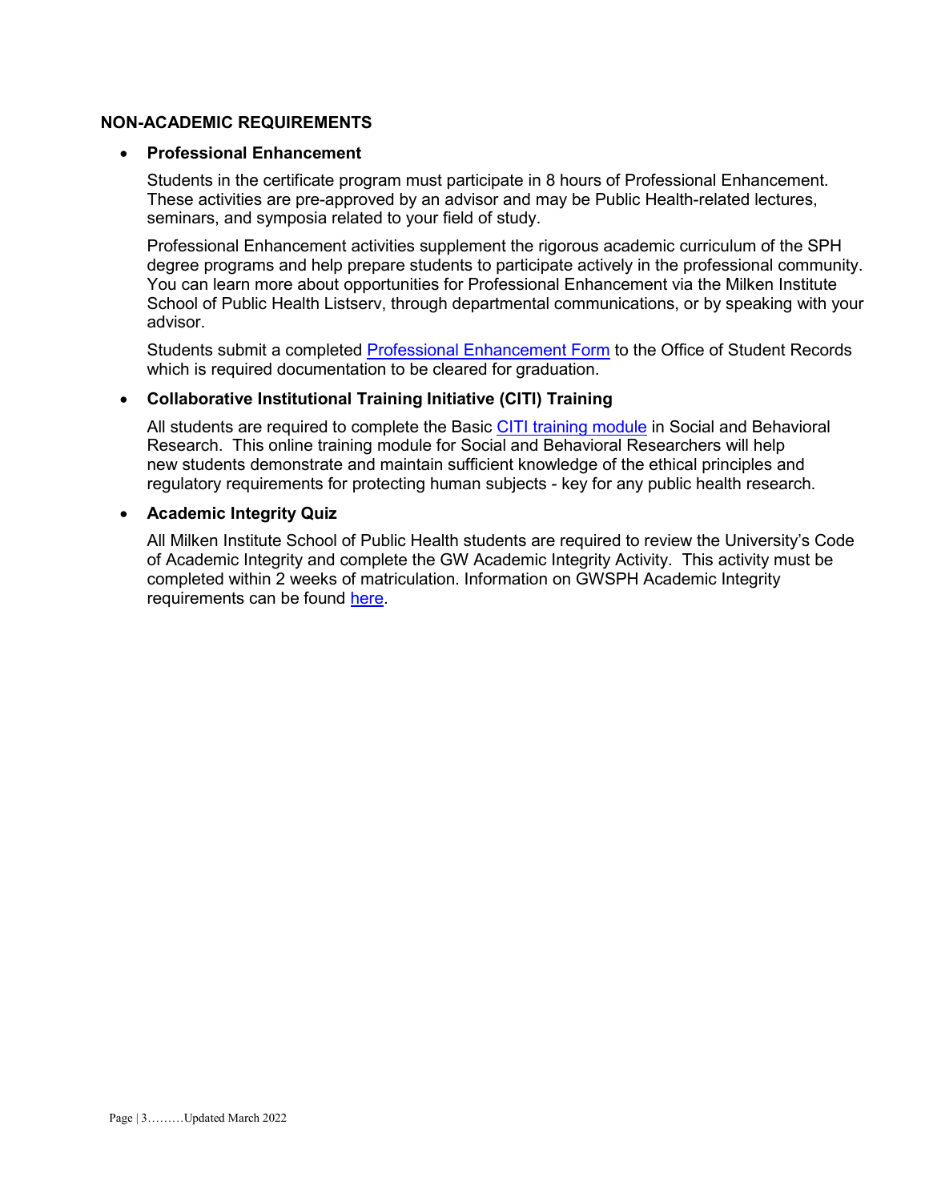## NON-ACADEMIC REQUIREMENTS

- **Professional Enhancement**

  Students in the certificate program must participate in 8 hours of Professional Enhancement. These activities are pre-approved by an advisor and may be Public Health-related lectures, seminars, and symposia related to your field of study.

  Professional Enhancement activities supplement the rigorous academic curriculum of the SPH degree programs and help prepare students to participate actively in the professional community. You can learn more about opportunities for Professional Enhancement via the Milken Institute School of Public Health Listserv, through departmental communications, or by speaking with your advisor.

  Students submit a completed Professional Enhancement Form to the Office of Student Records which is required documentation to be cleared for graduation.

- **Collaborative Institutional Training Initiative (CITI) Training**

  All students are required to complete the Basic CITI training module in Social and Behavioral Research. This online training module for Social and Behavioral Researchers will help new students demonstrate and maintain sufficient knowledge of the ethical principles and regulatory requirements for protecting human subjects - key for any public health research.

- **Academic Integrity Quiz**

  All Milken Institute School of Public Health students are required to review the University's Code of Academic Integrity and complete the GW Academic Integrity Activity. This activity must be completed within 2 weeks of matriculation. Information on GWSPH Academic Integrity requirements can be found here.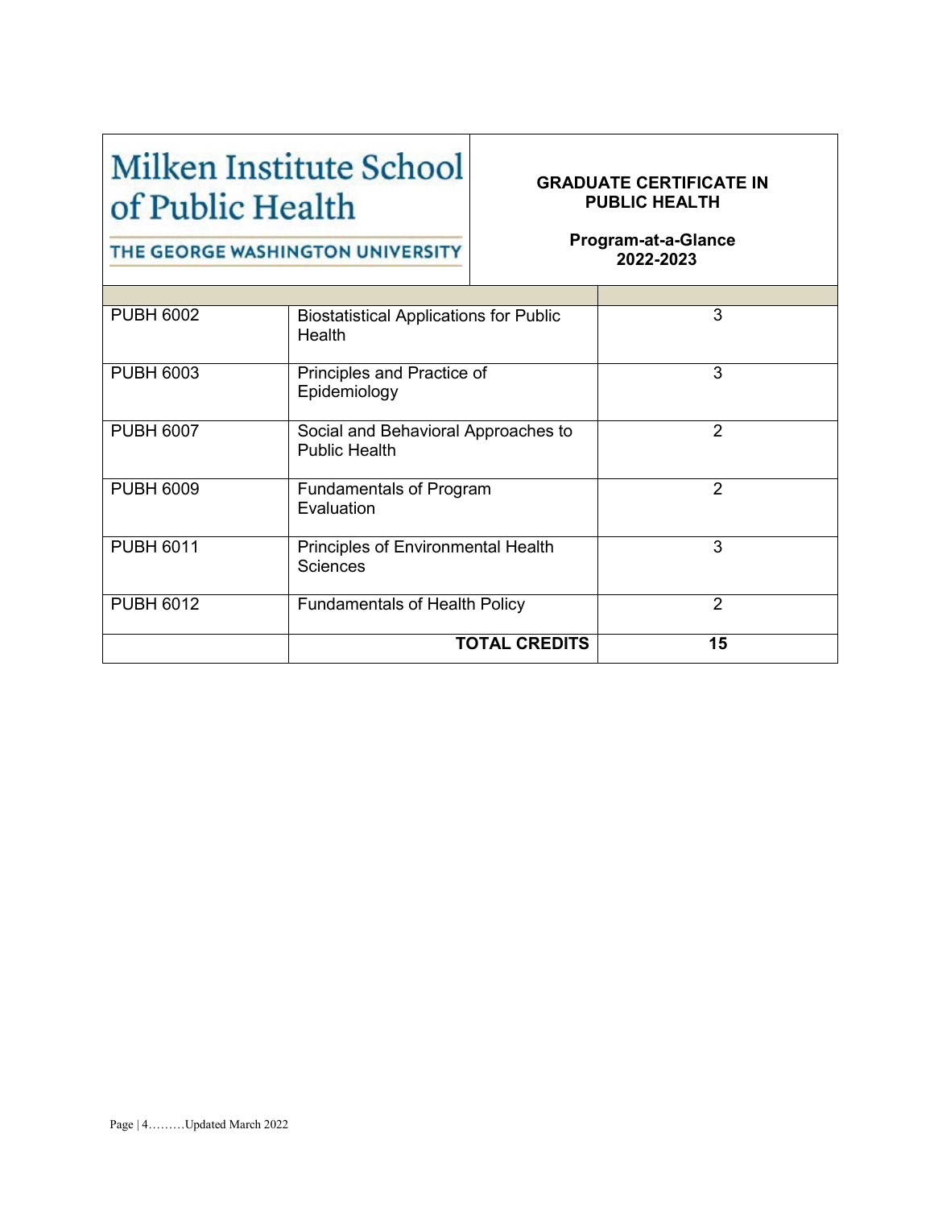Milken Institute School of Public Health

THE GEORGE WASHINGTON UNIVERSITY

**GRADUATE CERTIFICATE IN PUBLIC HEALTH**

**Program-at-a-Glance 2022-2023**

| | | |
|---|---|---|
| PUBH 6002 | Biostatistical Applications for Public Health | 3 |
| PUBH 6003 | Principles and Practice of Epidemiology | 3 |
| PUBH 6007 | Social and Behavioral Approaches to Public Health | 2 |
| PUBH 6009 | Fundamentals of Program Evaluation | 2 |
| PUBH 6011 | Principles of Environmental Health Sciences | 3 |
| PUBH 6012 | Fundamentals of Health Policy | 2 |
| | **TOTAL CREDITS** | **15** |

Updated March 2022